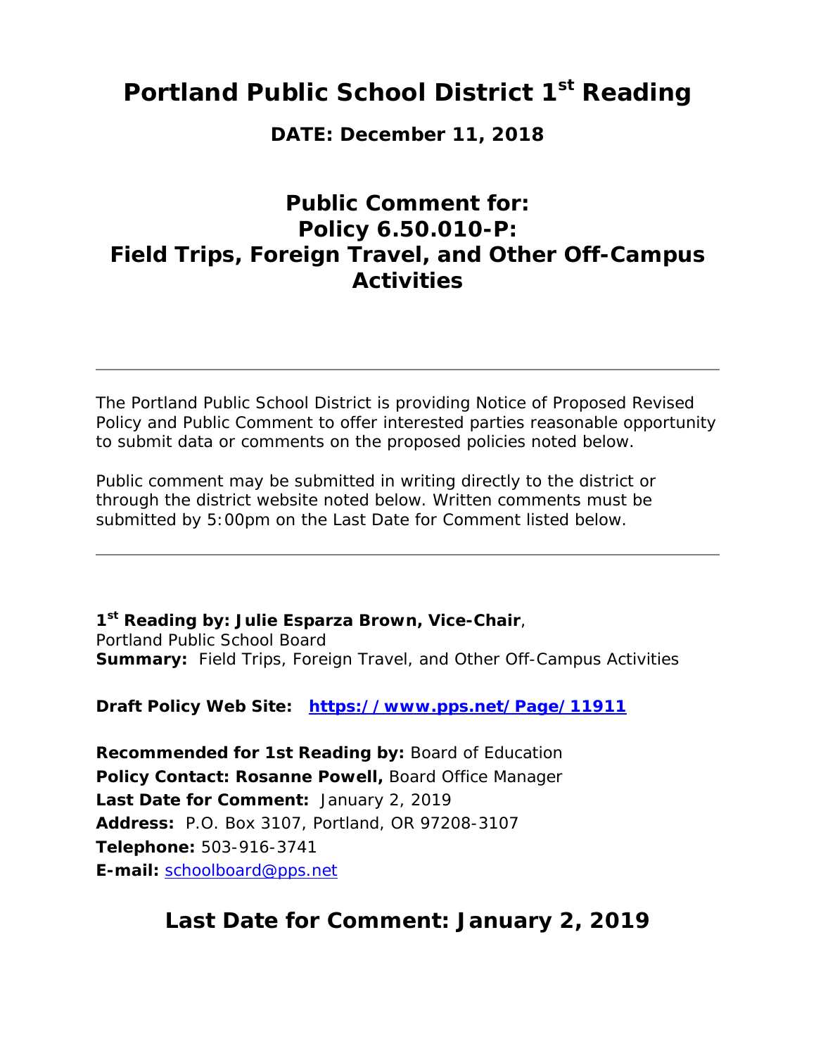# Portland Public School District 1st Reading

### DATE: December 11, 2018

## Public Comment for:
## Policy 6.50.010-P:
## Field Trips, Foreign Travel, and Other Off-Campus Activities

---

The Portland Public School District is providing Notice of Proposed Revised Policy and Public Comment to offer interested parties reasonable opportunity to submit data or comments on the proposed policies noted below.

Public comment may be submitted in writing directly to the district or through the district website noted below. Written comments must be submitted by 5:00pm on the Last Date for Comment listed below.

---

**1st Reading by: Julie Esparza Brown, Vice-Chair**,
Portland Public School Board
**Summary:** Field Trips, Foreign Travel, and Other Off-Campus Activities

**Draft Policy Web Site:** **https://www.pps.net/Page/11911**

**Recommended for 1st Reading by:** Board of Education
**Policy Contact: Rosanne Powell,** Board Office Manager
**Last Date for Comment:** January 2, 2019
**Address:** P.O. Box 3107, Portland, OR 97208-3107
**Telephone:** 503-916-3741
**E-mail:** schoolboard@pps.net

## Last Date for Comment: January 2, 2019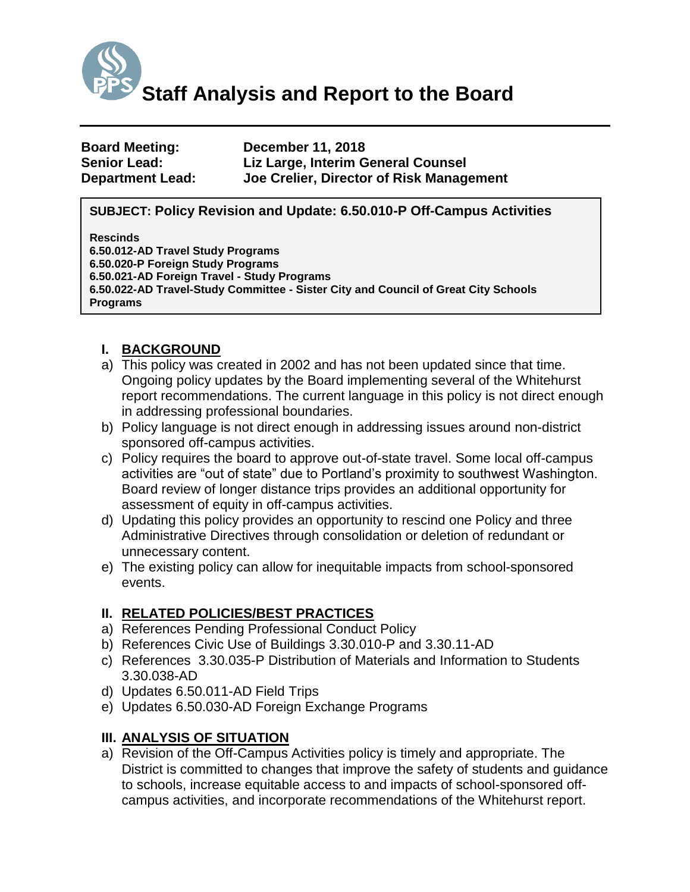# Staff Analysis and Report to the Board

**Board Meeting:** December 11, 2018
**Senior Lead:** Liz Large, Interim General Counsel
**Department Lead:** Joe Crelier, Director of Risk Management

**SUBJECT: Policy Revision and Update: 6.50.010-P Off-Campus Activities**

**Rescinds**
**6.50.012-AD Travel Study Programs**
**6.50.020-P Foreign Study Programs**
**6.50.021-AD Foreign Travel - Study Programs**
**6.50.022-AD Travel-Study Committee - Sister City and Council of Great City Schools Programs**

## I. BACKGROUND

a) This policy was created in 2002 and has not been updated since that time. Ongoing policy updates by the Board implementing several of the Whitehurst report recommendations. The current language in this policy is not direct enough in addressing professional boundaries.
b) Policy language is not direct enough in addressing issues around non-district sponsored off-campus activities.
c) Policy requires the board to approve out-of-state travel. Some local off-campus activities are "out of state" due to Portland's proximity to southwest Washington. Board review of longer distance trips provides an additional opportunity for assessment of equity in off-campus activities.
d) Updating this policy provides an opportunity to rescind one Policy and three Administrative Directives through consolidation or deletion of redundant or unnecessary content.
e) The existing policy can allow for inequitable impacts from school-sponsored events.

## II. RELATED POLICIES/BEST PRACTICES

a) References Pending Professional Conduct Policy
b) References Civic Use of Buildings 3.30.010-P and 3.30.11-AD
c) References 3.30.035-P Distribution of Materials and Information to Students 3.30.038-AD
d) Updates 6.50.011-AD Field Trips
e) Updates 6.50.030-AD Foreign Exchange Programs

## III. ANALYSIS OF SITUATION

a) Revision of the Off-Campus Activities policy is timely and appropriate. The District is committed to changes that improve the safety of students and guidance to schools, increase equitable access to and impacts of school-sponsored off-campus activities, and incorporate recommendations of the Whitehurst report.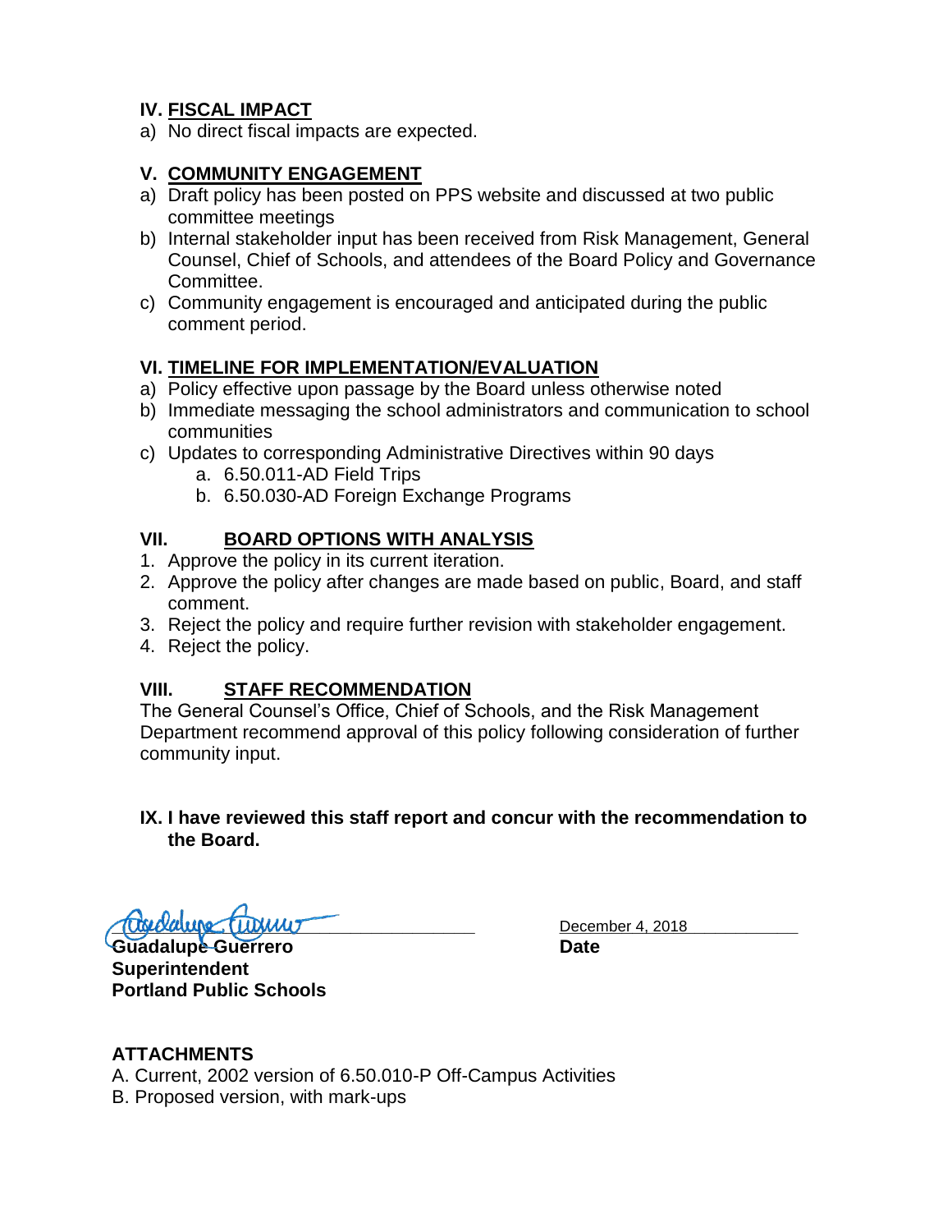## IV. FISCAL IMPACT

a) No direct fiscal impacts are expected.

## V. COMMUNITY ENGAGEMENT

a) Draft policy has been posted on PPS website and discussed at two public committee meetings
b) Internal stakeholder input has been received from Risk Management, General Counsel, Chief of Schools, and attendees of the Board Policy and Governance Committee.
c) Community engagement is encouraged and anticipated during the public comment period.

## VI. TIMELINE FOR IMPLEMENTATION/EVALUATION

a) Policy effective upon passage by the Board unless otherwise noted
b) Immediate messaging the school administrators and communication to school communities
c) Updates to corresponding Administrative Directives within 90 days
   a. 6.50.011-AD Field Trips
   b. 6.50.030-AD Foreign Exchange Programs

## VII. BOARD OPTIONS WITH ANALYSIS

1. Approve the policy in its current iteration.
2. Approve the policy after changes are made based on public, Board, and staff comment.
3. Reject the policy and require further revision with stakeholder engagement.
4. Reject the policy.

## VIII. STAFF RECOMMENDATION

The General Counsel's Office, Chief of Schools, and the Risk Management Department recommend approval of this policy following consideration of further community input.

## IX. I have reviewed this staff report and concur with the recommendation to the Board.

[Signature]

**Guadalupe Guerrero**
**Superintendent**
**Portland Public Schools**

December 4, 2018
**Date**

## ATTACHMENTS

A. Current, 2002 version of 6.50.010-P Off-Campus Activities
B. Proposed version, with mark-ups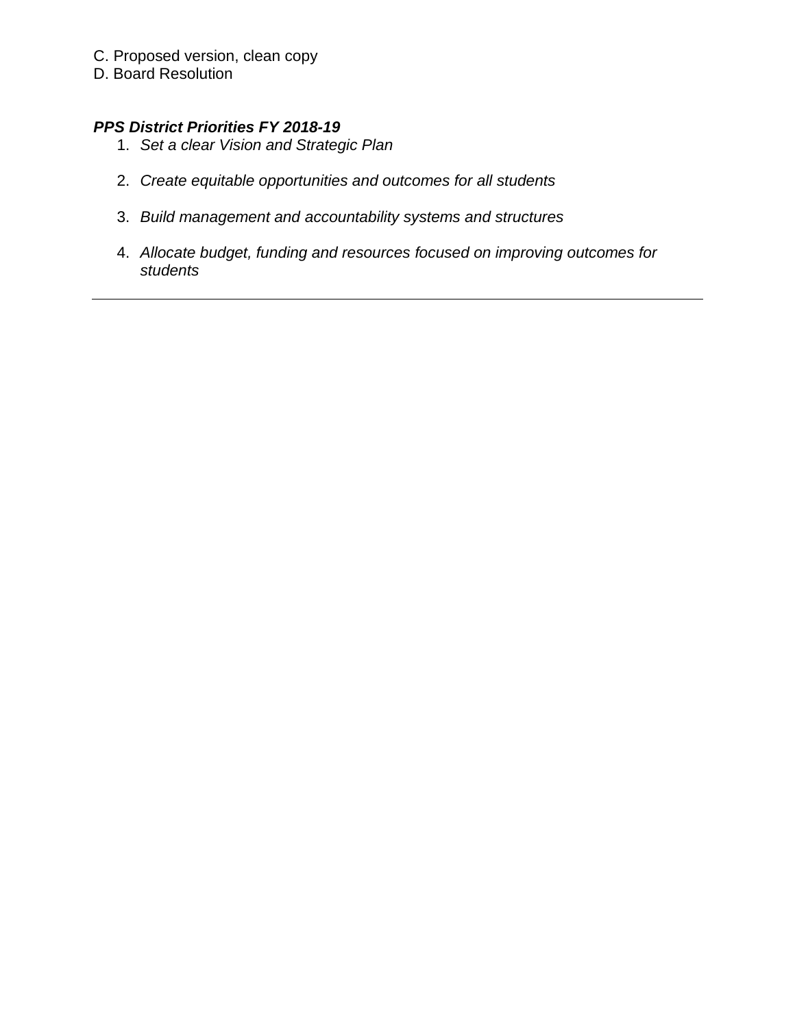C. Proposed version, clean copy
D. Board Resolution

***PPS District Priorities FY 2018-19***

1. *Set a clear Vision and Strategic Plan*
2. *Create equitable opportunities and outcomes for all students*
3. *Build management and accountability systems and structures*
4. *Allocate budget, funding and resources focused on improving outcomes for students*

---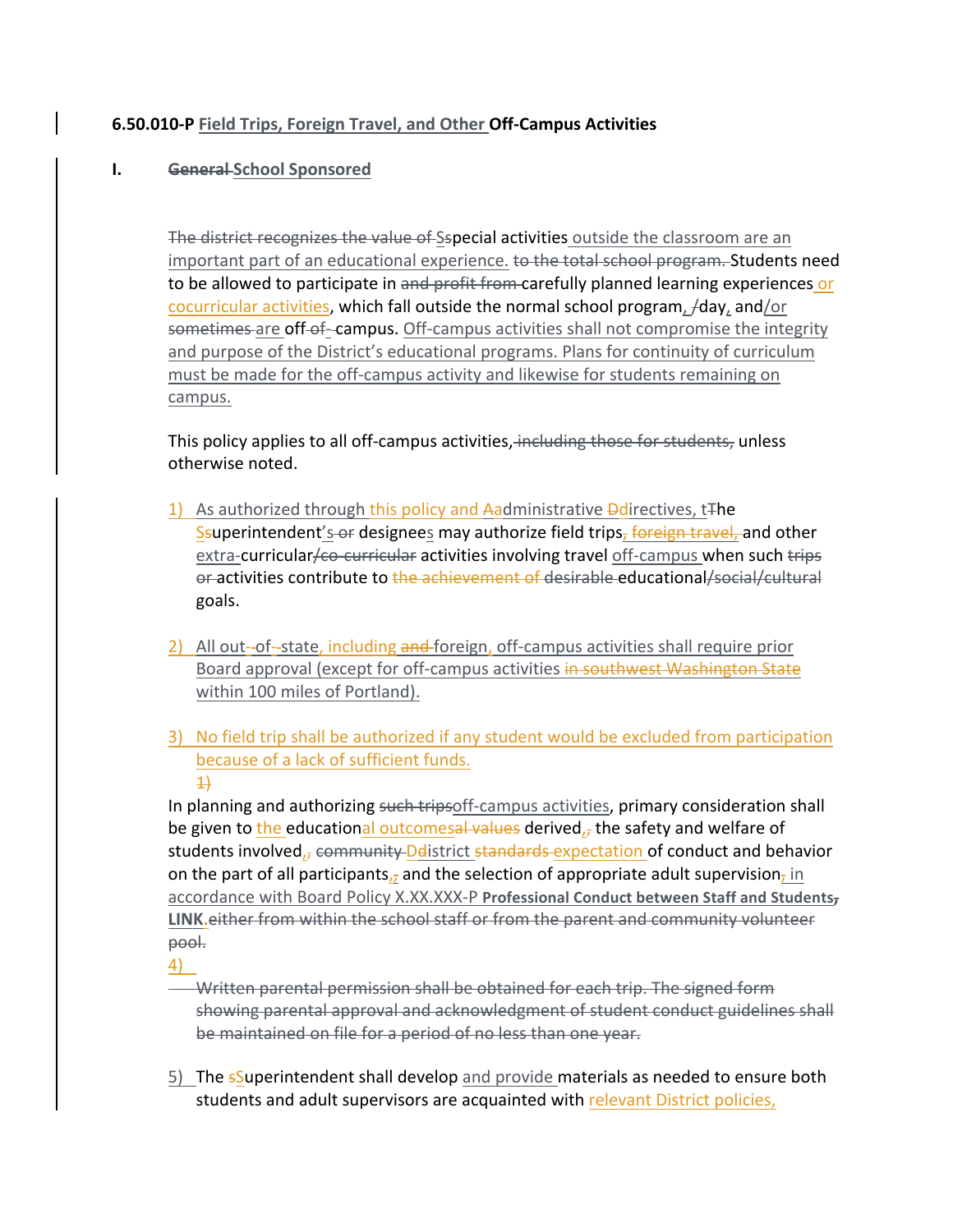**6.50.010-P Field Trips, Foreign Travel, and Other Off-Campus Activities**

**I. ~~General~~ School Sponsored**

~~The district recognizes the value of~~ S~~s~~pecial activities outside the classroom are an important part of an educational experience. ~~to the total school program.~~ Students need to be allowed to participate in ~~and profit from~~ carefully planned learning experiences or cocurricular activities, which fall outside the normal school program, ~~/~~day, and/or ~~sometimes~~ are off ~~of-~~ campus. Off-campus activities shall not compromise the integrity and purpose of the District's educational programs. Plans for continuity of curriculum must be made for the off-campus activity and likewise for students remaining on campus.

This policy applies to all off-campus activities, ~~including those for students,~~ unless otherwise noted.

1) As authorized through this policy and A~~a~~dministrative D~~d~~irectives, t~~T~~he S~~s~~uperintendent's ~~or~~ designees may authorize field trips, ~~foreign travel,~~ and other extra-curricular~~/co-curricular~~ activities involving travel off-campus when such ~~trips or~~ activities contribute to the achievement of ~~desirable~~ educational~~/social/cultural~~ goals.

2) All out-~~-~~of-~~-~~state, including ~~and~~ foreign, off-campus activities shall require prior Board approval (except for off-campus activities ~~in southwest Washington State~~ within 100 miles of Portland).

3) No field trip shall be authorized if any student would be excluded from participation because of a lack of sufficient funds.

~~1)~~

In planning and authorizing ~~such trips~~off-campus activities, primary consideration shall be given to the educational outcomes~~al values~~ derived, the safety and welfare of students involved, ~~community~~ D~~d~~istrict ~~standards~~ expectation of conduct and behavior on the part of all participants, and the selection of appropriate adult supervision, in accordance with Board Policy X.XX.XXX-P **Professional Conduct between Staff and Students**~~,~~ **LINK**. ~~either from within the school staff or from the parent and community volunteer pool.~~

4)

~~Written parental permission shall be obtained for each trip. The signed form showing parental approval and acknowledgment of student conduct guidelines shall be maintained on file for a period of no less than one year.~~

5) The ~~s~~Superintendent shall develop and provide materials as needed to ensure both students and adult supervisors are acquainted with relevant District policies,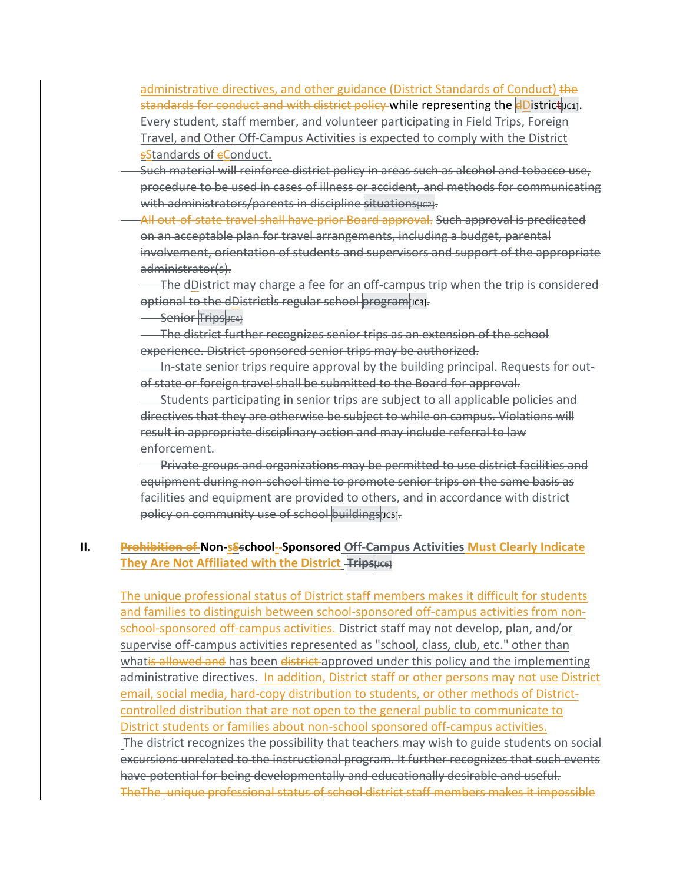administrative directives, and other guidance (District Standards of Conduct) ~~the standards for conduct and with district policy~~ while representing the ~~d~~District[JC1].
Every student, staff member, and volunteer participating in Field Trips, Foreign Travel, and Other Off-Campus Activities is expected to comply with the District ~~s~~Standards of ~~c~~Conduct.

~~Such material will reinforce district policy in areas such as alcohol and tobacco use, procedure to be used in cases of illness or accident, and methods for communicating with administrators/parents in discipline situations[JC2].~~

~~All out-of-state travel shall have prior Board approval. Such approval is predicated on an acceptable plan for travel arrangements, including a budget, parental involvement, orientation of students and supervisors and support of the appropriate administrator(s).~~

~~The dDistrict may charge a fee for an off-campus trip when the trip is considered optional to the dDistrict's regular school program[JC3].~~

~~Senior Trips[JC4]~~

~~The district further recognizes senior trips as an extension of the school experience. District-sponsored senior trips may be authorized.~~

~~In-state senior trips require approval by the building principal. Requests for out-of state or foreign travel shall be submitted to the Board for approval.~~

~~Students participating in senior trips are subject to all applicable policies and directives that they are otherwise be subject to while on campus. Violations will result in appropriate disciplinary action and may include referral to law enforcement.~~

~~Private groups and organizations may be permitted to use district facilities and equipment during non-school time to promote senior trips on the same basis as facilities and equipment are provided to others, and in accordance with district policy on community use of school buildings[JC5].~~

## II. ~~Prohibition of~~ Non-~~s~~School-Sponsored Off-Campus Activities Must Clearly Indicate They Are Not Affiliated with the District ~~Trips~~[JC6]

The unique professional status of District staff members makes it difficult for students and families to distinguish between school-sponsored off-campus activities from non-school-sponsored off-campus activities. District staff may not develop, plan, and/or supervise off-campus activities represented as "school, class, club, etc." other than what~~is allowed and~~ has been ~~district~~ approved under this policy and the implementing administrative directives. In addition, District staff or other persons may not use District email, social media, hard-copy distribution to students, or other methods of District-controlled distribution that are not open to the general public to communicate to District students or families about non-school sponsored off-campus activities.

~~The district recognizes the possibility that teachers may wish to guide students on social excursions unrelated to the instructional program. It further recognizes that such events have potential for being developmentally and educationally desirable and useful.~~
~~The~~The ~~unique professional status of~~ ~~school district~~ ~~staff members makes it impossible~~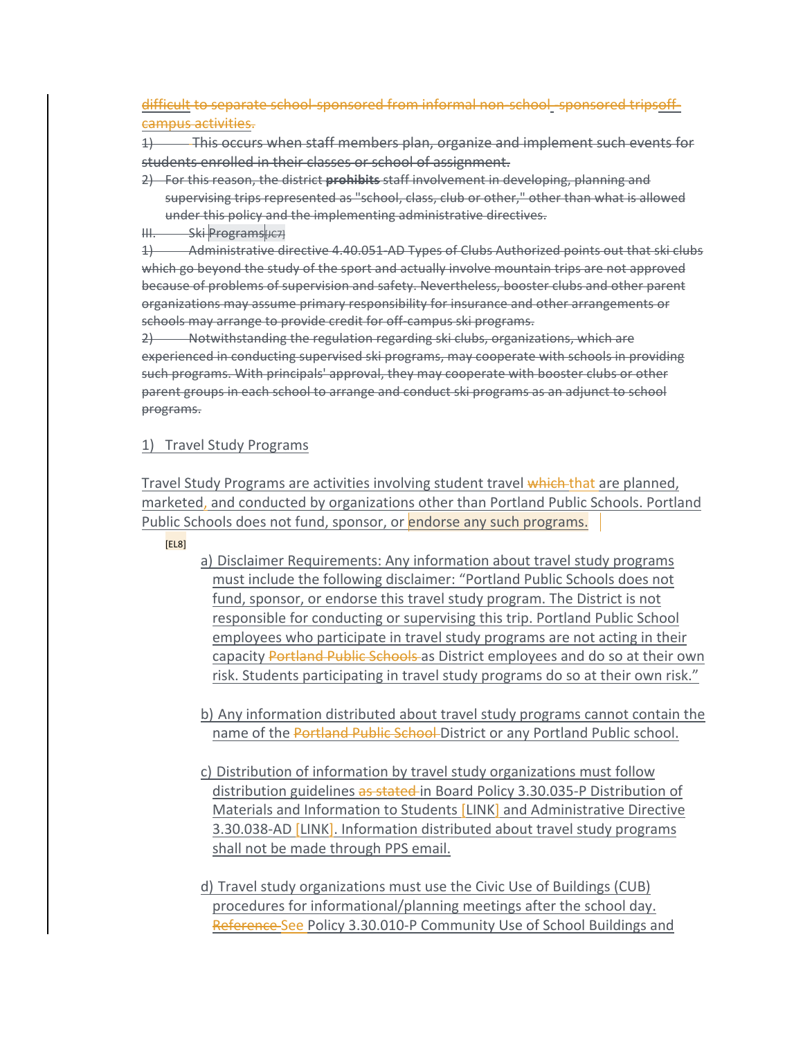~~difficult to separate school-sponsored from informal non-school-sponsored tripsoff-campus activities.~~

~~1) This occurs when staff members plan, organize and implement such events for students enrolled in their classes or school of assignment.~~

~~2) For this reason, the district **prohibits** staff involvement in developing, planning and supervising trips represented as "school, class, club or other," other than what is allowed under this policy and the implementing administrative directives.~~

~~III. Ski Programs~~[JC7]

~~1) Administrative directive 4.40.051-AD Types of Clubs Authorized points out that ski clubs which go beyond the study of the sport and actually involve mountain trips are not approved because of problems of supervision and safety. Nevertheless, booster clubs and other parent organizations may assume primary responsibility for insurance and other arrangements or schools may arrange to provide credit for off-campus ski programs.~~

~~2) Notwithstanding the regulation regarding ski clubs, organizations, which are experienced in conducting supervised ski programs, may cooperate with schools in providing such programs. With principals' approval, they may cooperate with booster clubs or other parent groups in each school to arrange and conduct ski programs as an adjunct to school programs.~~

1) Travel Study Programs

Travel Study Programs are activities involving student travel ~~which~~ that are planned, marketed, and conducted by organizations other than Portland Public Schools. Portland Public Schools does not fund, sponsor, or endorse any such programs.

[EL8]

a) Disclaimer Requirements: Any information about travel study programs must include the following disclaimer: "Portland Public Schools does not fund, sponsor, or endorse this travel study program. The District is not responsible for conducting or supervising this trip. Portland Public School employees who participate in travel study programs are not acting in their capacity ~~Portland Public Schools~~ as District employees and do so at their own risk. Students participating in travel study programs do so at their own risk."

b) Any information distributed about travel study programs cannot contain the name of the ~~Portland Public School~~ District or any Portland Public school.

c) Distribution of information by travel study organizations must follow distribution guidelines ~~as stated~~ in Board Policy 3.30.035-P Distribution of Materials and Information to Students [LINK] and Administrative Directive 3.30.038-AD [LINK]. Information distributed about travel study programs shall not be made through PPS email.

d) Travel study organizations must use the Civic Use of Buildings (CUB) procedures for informational/planning meetings after the school day. ~~Reference~~ See Policy 3.30.010-P Community Use of School Buildings and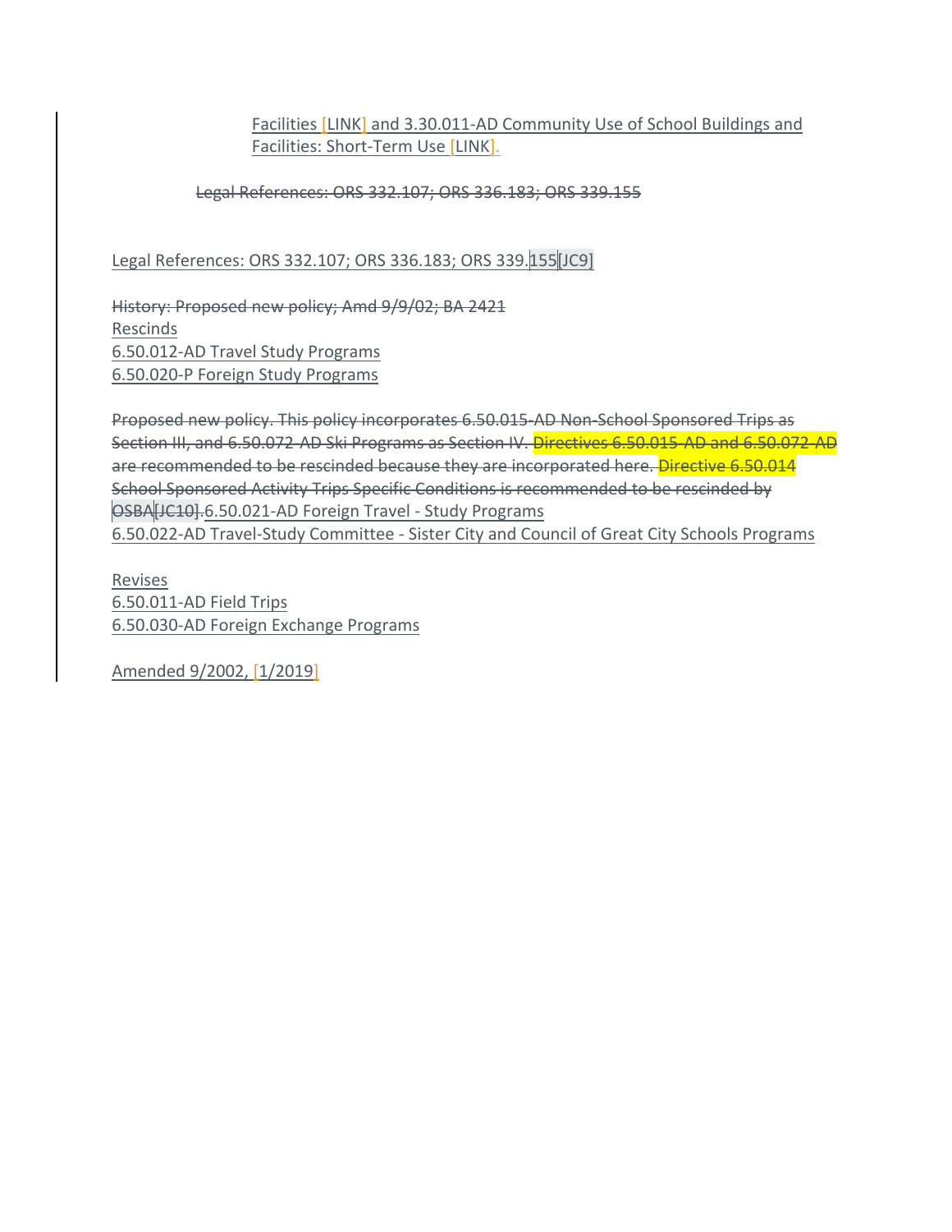Facilities [LINK] and 3.30.011-AD Community Use of School Buildings and Facilities: Short-Term Use [LINK].

~~Legal References: ORS 332.107; ORS 336.183; ORS 339.155~~

Legal References: ORS 332.107; ORS 336.183; ORS 339.155[JC9]

~~History: Proposed new policy; Amd 9/9/02; BA 2421~~

Rescinds

6.50.012-AD Travel Study Programs

6.50.020-P Foreign Study Programs

~~Proposed new policy. This policy incorporates 6.50.015-AD Non-School Sponsored Trips as Section III, and 6.50.072-AD Ski Programs as Section IV. Directives 6.50.015-AD and 6.50.072-AD are recommended to be rescinded because they are incorporated here. Directive 6.50.014 School Sponsored Activity Trips Specific Conditions is recommended to be rescinded by OSBA[JC10].~~6.50.021-AD Foreign Travel - Study Programs

6.50.022-AD Travel-Study Committee - Sister City and Council of Great City Schools Programs

Revises

6.50.011-AD Field Trips

6.50.030-AD Foreign Exchange Programs

Amended 9/2002, [1/2019]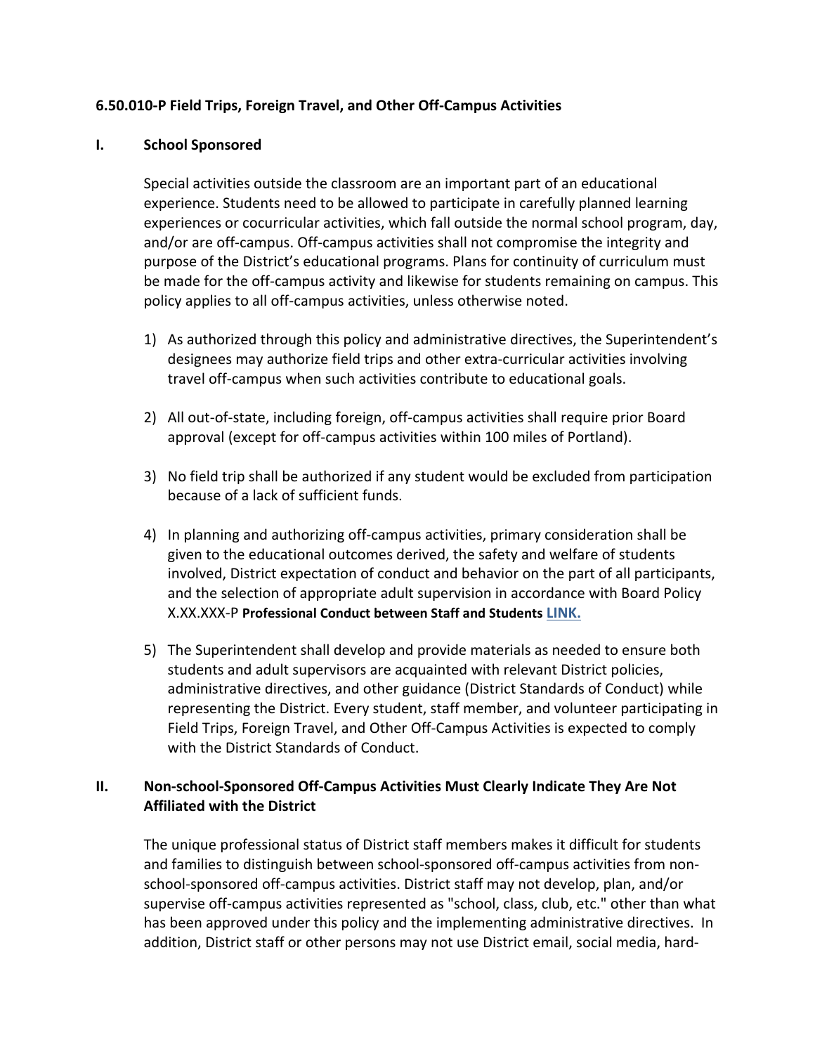### 6.50.010-P Field Trips, Foreign Travel, and Other Off-Campus Activities

#### I. School Sponsored

Special activities outside the classroom are an important part of an educational experience. Students need to be allowed to participate in carefully planned learning experiences or cocurricular activities, which fall outside the normal school program, day, and/or are off-campus. Off-campus activities shall not compromise the integrity and purpose of the District's educational programs. Plans for continuity of curriculum must be made for the off-campus activity and likewise for students remaining on campus. This policy applies to all off-campus activities, unless otherwise noted.

1) As authorized through this policy and administrative directives, the Superintendent's designees may authorize field trips and other extra-curricular activities involving travel off-campus when such activities contribute to educational goals.

2) All out-of-state, including foreign, off-campus activities shall require prior Board approval (except for off-campus activities within 100 miles of Portland).

3) No field trip shall be authorized if any student would be excluded from participation because of a lack of sufficient funds.

4) In planning and authorizing off-campus activities, primary consideration shall be given to the educational outcomes derived, the safety and welfare of students involved, District expectation of conduct and behavior on the part of all participants, and the selection of appropriate adult supervision in accordance with Board Policy X.XX.XXX-P **Professional Conduct between Staff and Students** **LINK.**

5) The Superintendent shall develop and provide materials as needed to ensure both students and adult supervisors are acquainted with relevant District policies, administrative directives, and other guidance (District Standards of Conduct) while representing the District. Every student, staff member, and volunteer participating in Field Trips, Foreign Travel, and Other Off-Campus Activities is expected to comply with the District Standards of Conduct.

#### II. Non-school-Sponsored Off-Campus Activities Must Clearly Indicate They Are Not Affiliated with the District

The unique professional status of District staff members makes it difficult for students and families to distinguish between school-sponsored off-campus activities from non-school-sponsored off-campus activities. District staff may not develop, plan, and/or supervise off-campus activities represented as "school, class, club, etc." other than what has been approved under this policy and the implementing administrative directives. In addition, District staff or other persons may not use District email, social media, hard-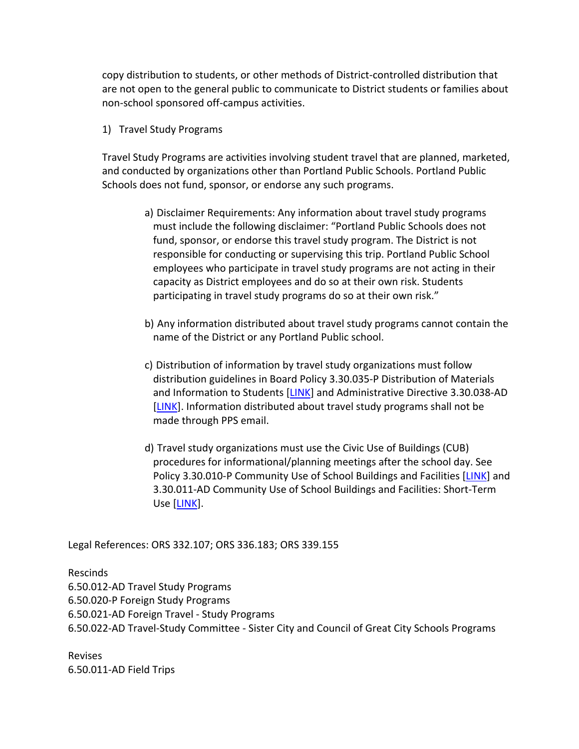copy distribution to students, or other methods of District-controlled distribution that are not open to the general public to communicate to District students or families about non-school sponsored off-campus activities.

1) Travel Study Programs

Travel Study Programs are activities involving student travel that are planned, marketed, and conducted by organizations other than Portland Public Schools. Portland Public Schools does not fund, sponsor, or endorse any such programs.

a) Disclaimer Requirements: Any information about travel study programs must include the following disclaimer: "Portland Public Schools does not fund, sponsor, or endorse this travel study program. The District is not responsible for conducting or supervising this trip. Portland Public School employees who participate in travel study programs are not acting in their capacity as District employees and do so at their own risk. Students participating in travel study programs do so at their own risk."

b) Any information distributed about travel study programs cannot contain the name of the District or any Portland Public school.

c) Distribution of information by travel study organizations must follow distribution guidelines in Board Policy 3.30.035-P Distribution of Materials and Information to Students [LINK] and Administrative Directive 3.30.038-AD [LINK]. Information distributed about travel study programs shall not be made through PPS email.

d) Travel study organizations must use the Civic Use of Buildings (CUB) procedures for informational/planning meetings after the school day. See Policy 3.30.010-P Community Use of School Buildings and Facilities [LINK] and 3.30.011-AD Community Use of School Buildings and Facilities: Short-Term Use [LINK].

Legal References: ORS 332.107; ORS 336.183; ORS 339.155

Rescinds
6.50.012-AD Travel Study Programs
6.50.020-P Foreign Study Programs
6.50.021-AD Foreign Travel - Study Programs
6.50.022-AD Travel-Study Committee - Sister City and Council of Great City Schools Programs

Revises
6.50.011-AD Field Trips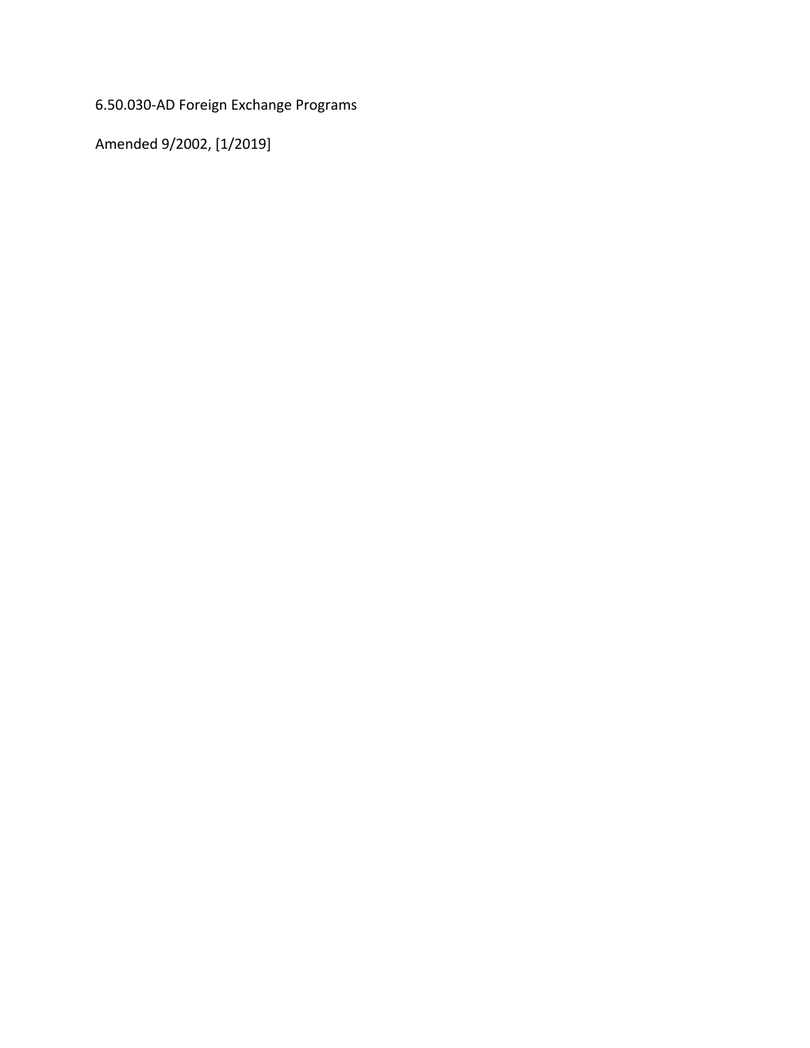6.50.030-AD Foreign Exchange Programs

Amended 9/2002, [1/2019]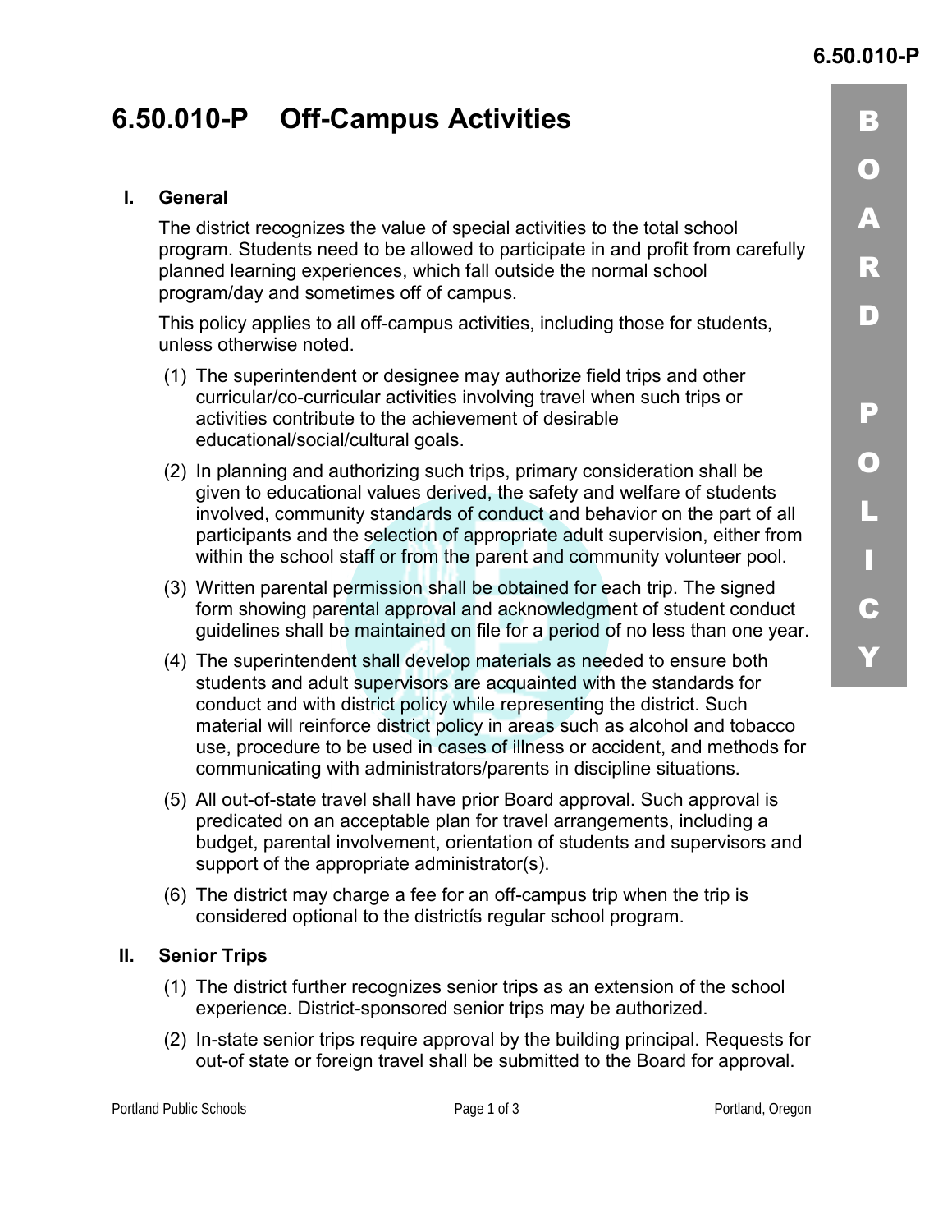# 6.50.010-P Off-Campus Activities

## I. General

The district recognizes the value of special activities to the total school program. Students need to be allowed to participate in and profit from carefully planned learning experiences, which fall outside the normal school program/day and sometimes off of campus.

This policy applies to all off-campus activities, including those for students, unless otherwise noted.

(1) The superintendent or designee may authorize field trips and other curricular/co-curricular activities involving travel when such trips or activities contribute to the achievement of desirable educational/social/cultural goals.

(2) In planning and authorizing such trips, primary consideration shall be given to educational values derived, the safety and welfare of students involved, community standards of conduct and behavior on the part of all participants and the selection of appropriate adult supervision, either from within the school staff or from the parent and community volunteer pool.

(3) Written parental permission shall be obtained for each trip. The signed form showing parental approval and acknowledgment of student conduct guidelines shall be maintained on file for a period of no less than one year.

(4) The superintendent shall develop materials as needed to ensure both students and adult supervisors are acquainted with the standards for conduct and with district policy while representing the district. Such material will reinforce district policy in areas such as alcohol and tobacco use, procedure to be used in cases of illness or accident, and methods for communicating with administrators/parents in discipline situations.

(5) All out-of-state travel shall have prior Board approval. Such approval is predicated on an acceptable plan for travel arrangements, including a budget, parental involvement, orientation of students and supervisors and support of the appropriate administrator(s).

(6) The district may charge a fee for an off-campus trip when the trip is considered optional to the districtís regular school program.

## II. Senior Trips

(1) The district further recognizes senior trips as an extension of the school experience. District-sponsored senior trips may be authorized.

(2) In-state senior trips require approval by the building principal. Requests for out-of state or foreign travel shall be submitted to the Board for approval.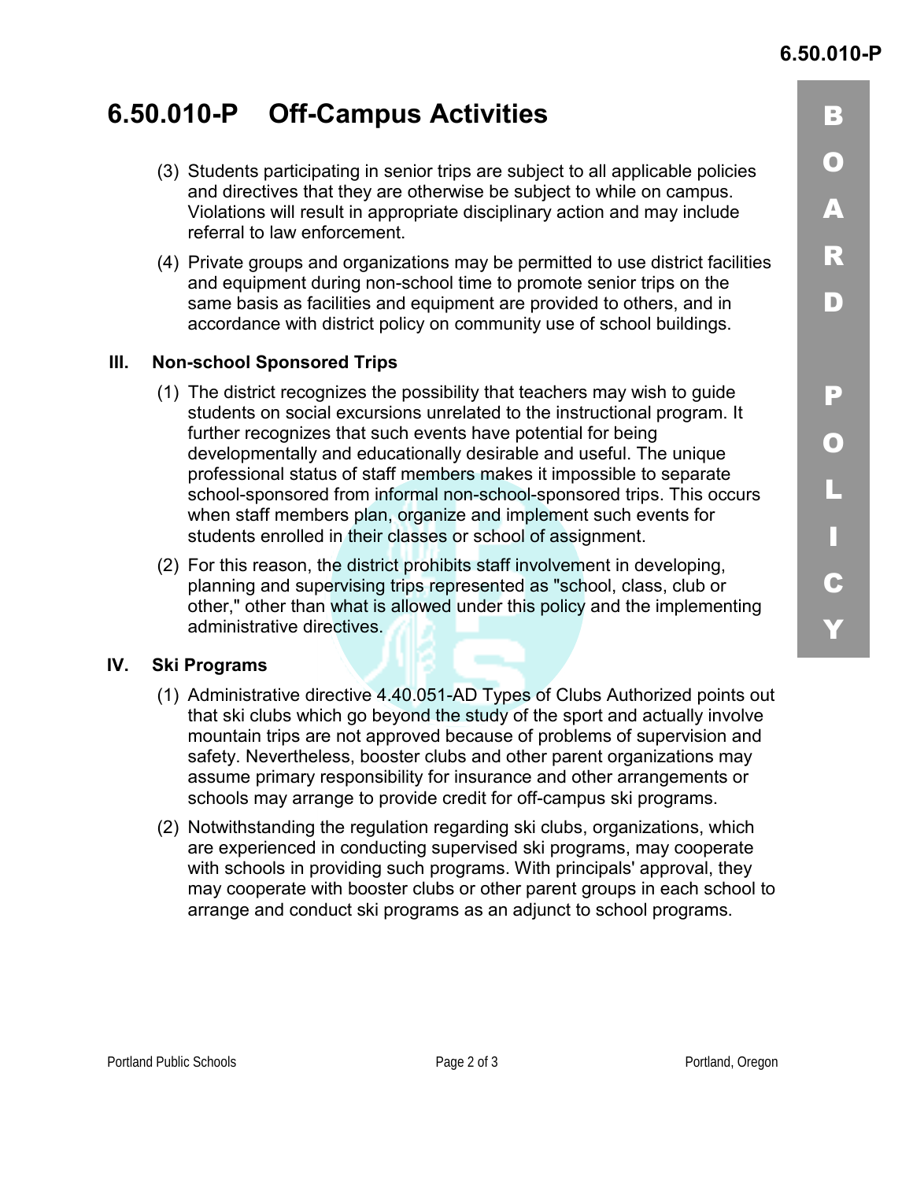# 6.50.010-P Off-Campus Activities

(3) Students participating in senior trips are subject to all applicable policies and directives that they are otherwise be subject to while on campus. Violations will result in appropriate disciplinary action and may include referral to law enforcement.

(4) Private groups and organizations may be permitted to use district facilities and equipment during non-school time to promote senior trips on the same basis as facilities and equipment are provided to others, and in accordance with district policy on community use of school buildings.

## III. Non-school Sponsored Trips

(1) The district recognizes the possibility that teachers may wish to guide students on social excursions unrelated to the instructional program. It further recognizes that such events have potential for being developmentally and educationally desirable and useful. The unique professional status of staff members makes it impossible to separate school-sponsored from informal non-school-sponsored trips. This occurs when staff members plan, organize and implement such events for students enrolled in their classes or school of assignment.

(2) For this reason, the district prohibits staff involvement in developing, planning and supervising trips represented as "school, class, club or other," other than what is allowed under this policy and the implementing administrative directives.

## IV. Ski Programs

(1) Administrative directive 4.40.051-AD Types of Clubs Authorized points out that ski clubs which go beyond the study of the sport and actually involve mountain trips are not approved because of problems of supervision and safety. Nevertheless, booster clubs and other parent organizations may assume primary responsibility for insurance and other arrangements or schools may arrange to provide credit for off-campus ski programs.

(2) Notwithstanding the regulation regarding ski clubs, organizations, which are experienced in conducting supervised ski programs, may cooperate with schools in providing such programs. With principals' approval, they may cooperate with booster clubs or other parent groups in each school to arrange and conduct ski programs as an adjunct to school programs.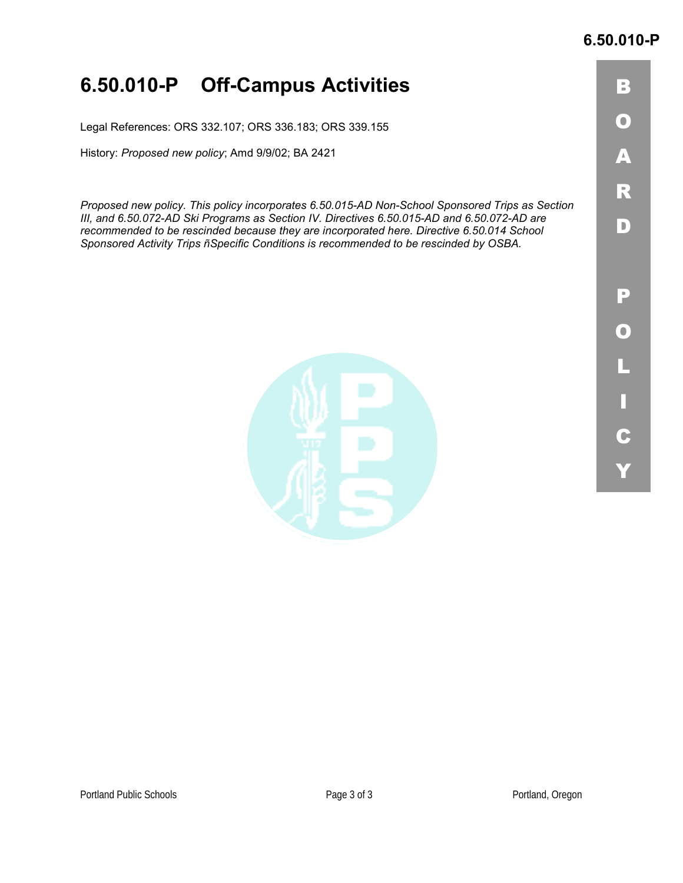# 6.50.010-P Off-Campus Activities

Legal References: ORS 332.107; ORS 336.183; ORS 339.155

History: *Proposed new policy*; Amd 9/9/02; BA 2421

*Proposed new policy. This policy incorporates 6.50.015-AD Non-School Sponsored Trips as Section III, and 6.50.072-AD Ski Programs as Section IV. Directives 6.50.015-AD and 6.50.072-AD are recommended to be rescinded because they are incorporated here. Directive 6.50.014 School Sponsored Activity Trips ñSpecific Conditions is recommended to be rescinded by OSBA.*